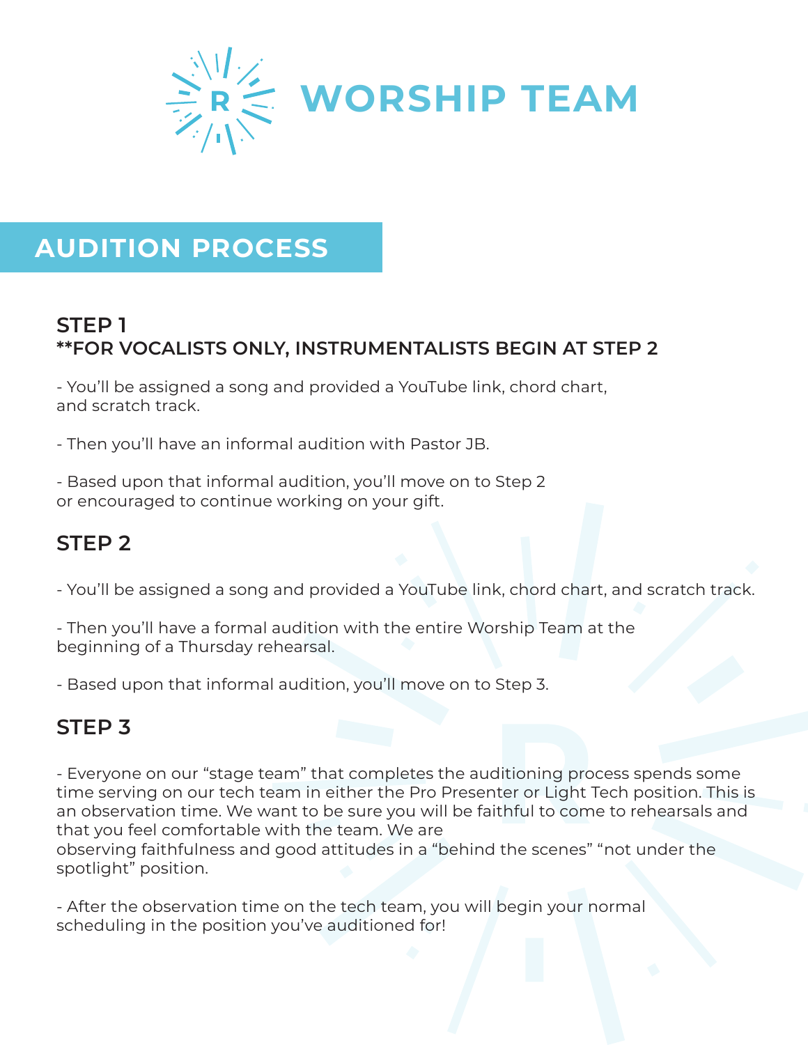# WORSHIP TEAM

## AUDITION PROCESS

### STEP 1
**FOR VOCALISTS ONLY, INSTRUMENTALISTS BEGIN AT STEP 2**

- You'll be assigned a song and provided a YouTube link, chord chart, and scratch track.

- Then you'll have an informal audition with Pastor JB.

- Based upon that informal audition, you'll move on to Step 2 or encouraged to continue working on your gift.

### STEP 2

- You'll be assigned a song and provided a YouTube link, chord chart, and scratch track.

- Then you'll have a formal audition with the entire Worship Team at the beginning of a Thursday rehearsal.

- Based upon that informal audition, you'll move on to Step 3.

### STEP 3

- Everyone on our "stage team" that completes the auditioning process spends some time serving on our tech team in either the Pro Presenter or Light Tech position. This is an observation time. We want to be sure you will be faithful to come to rehearsals and that you feel comfortable with the team. We are observing faithfulness and good attitudes in a "behind the scenes" "not under the spotlight" position.

- After the observation time on the tech team, you will begin your normal scheduling in the position you've auditioned for!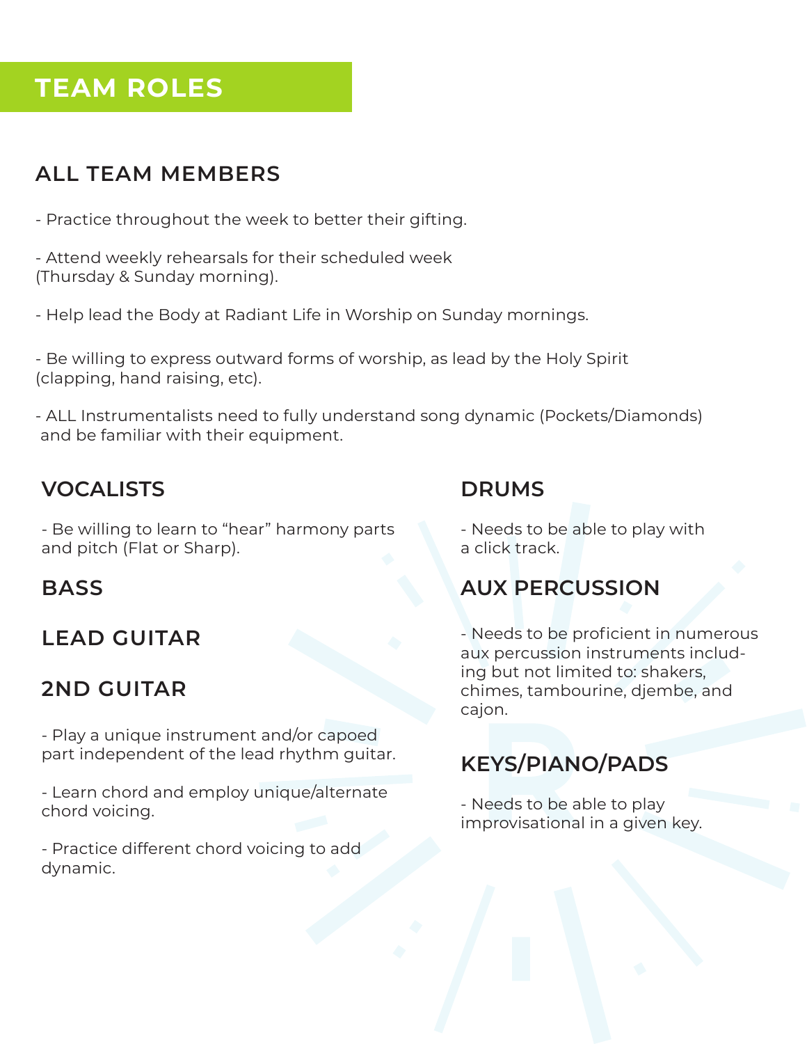# TEAM ROLES

## ALL TEAM MEMBERS

- Practice throughout the week to better their gifting.

- Attend weekly rehearsals for their scheduled week (Thursday & Sunday morning).

- Help lead the Body at Radiant Life in Worship on Sunday mornings.

- Be willing to express outward forms of worship, as lead by the Holy Spirit (clapping, hand raising, etc).

- ALL Instrumentalists need to fully understand song dynamic (Pockets/Diamonds) and be familiar with their equipment.

## VOCALISTS

- Be willing to learn to "hear" harmony parts and pitch (Flat or Sharp).

## BASS

## LEAD GUITAR

## 2ND GUITAR

- Play a unique instrument and/or capoed part independent of the lead rhythm guitar.

- Learn chord and employ unique/alternate chord voicing.

- Practice different chord voicing to add dynamic.

## DRUMS

- Needs to be able to play with a click track.

## AUX PERCUSSION

- Needs to be proficient in numerous aux percussion instruments including but not limited to: shakers, chimes, tambourine, djembe, and cajon.

## KEYS/PIANO/PADS

- Needs to be able to play improvisational in a given key.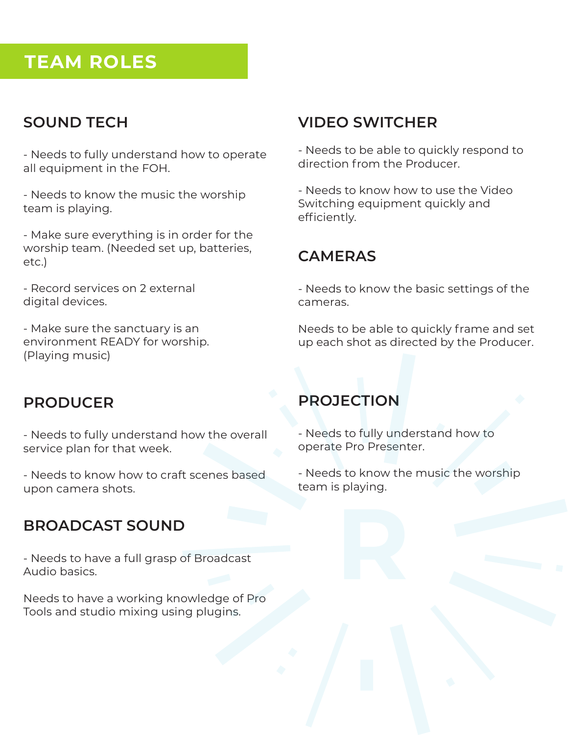# TEAM ROLES

## SOUND TECH

- Needs to fully understand how to operate all equipment in the FOH.

- Needs to know the music the worship team is playing.

- Make sure everything is in order for the worship team. (Needed set up, batteries, etc.)

- Record services on 2 external digital devices.

- Make sure the sanctuary is an environment READY for worship. (Playing music)

## PRODUCER

- Needs to fully understand how the overall service plan for that week.

- Needs to know how to craft scenes based upon camera shots.

## BROADCAST SOUND

- Needs to have a full grasp of Broadcast Audio basics.

Needs to have a working knowledge of Pro Tools and studio mixing using plugins.

## VIDEO SWITCHER

- Needs to be able to quickly respond to direction from the Producer.

- Needs to know how to use the Video Switching equipment quickly and efficiently.

## CAMERAS

- Needs to know the basic settings of the cameras.

Needs to be able to quickly frame and set up each shot as directed by the Producer.

## PROJECTION

- Needs to fully understand how to operate Pro Presenter.

- Needs to know the music the worship team is playing.